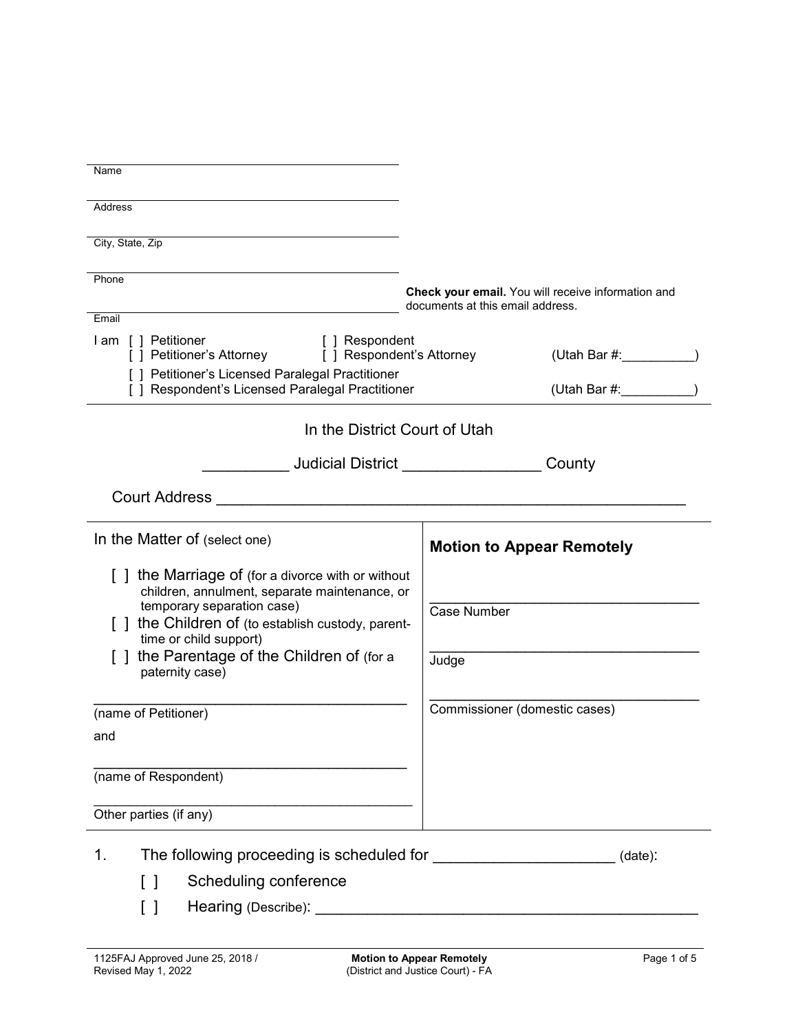Name

Address

City, State, Zip

Phone

Email

**Check your email.** You will receive information and documents at this email address.

I am [ ] Petitioner [ ] Respondent
[ ] Petitioner's Attorney [ ] Respondent's Attorney (Utah Bar #:__________)
[ ] Petitioner's Licensed Paralegal Practitioner
[ ] Respondent's Licensed Paralegal Practitioner (Utah Bar #:__________)

In the District Court of Utah

__________ Judicial District ________________ County

Court Address ______________________________________________________

| In the Matter of (select one) | **Motion to Appear Remotely** |
|---|---|
| [ ] the Marriage of (for a divorce with or without children, annulment, separate maintenance, or temporary separation case)<br>[ ] the Children of (to establish custody, parent-time or child support)<br>[ ] the Parentage of the Children of (for a paternity case) | ____________________________________<br>Case Number |
| ________________________________________<br>(name of Petitioner) | ____________________________________<br>Judge |
| and | ____________________________________<br>Commissioner (domestic cases) |
| ________________________________________<br>(name of Respondent) | |
| ________________________________________<br>Other parties (if any) | |

1. The following proceeding is scheduled for _____________________ (date):

   [ ] Scheduling conference

   [ ] Hearing (Describe): ____________________________________________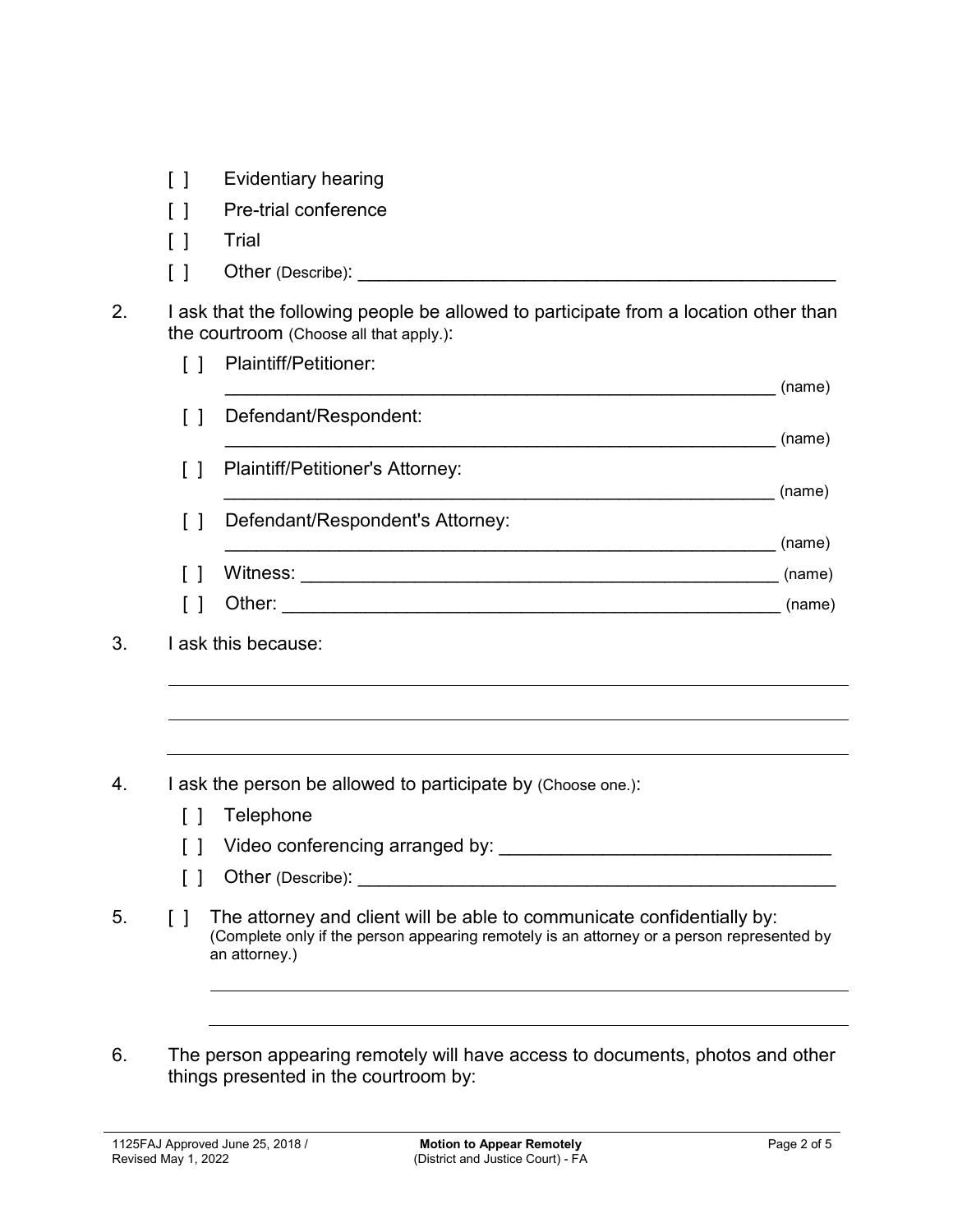[ ] Evidentiary hearing

[ ] Pre-trial conference

[ ] Trial

[ ] Other (Describe): ______________________________________________

2. I ask that the following people be allowed to participate from a location other than the courtroom (Choose all that apply.):

   [ ] Plaintiff/Petitioner:
   ______________________________________________________ (name)

   [ ] Defendant/Respondent:
   ______________________________________________________ (name)

   [ ] Plaintiff/Petitioner's Attorney:
   ______________________________________________________ (name)

   [ ] Defendant/Respondent's Attorney:
   ______________________________________________________ (name)

   [ ] Witness: ______________________________________________ (name)

   [ ] Other: ________________________________________________ (name)

3. I ask this because:

   ______________________________________________________________________

   ______________________________________________________________________

   ______________________________________________________________________

4. I ask the person be allowed to participate by (Choose one.):

   [ ] Telephone

   [ ] Video conferencing arranged by: ________________________________

   [ ] Other (Describe): ______________________________________________

5. [ ] The attorney and client will be able to communicate confidentially by: (Complete only if the person appearing remotely is an attorney or a person represented by an attorney.)

   ______________________________________________________________________

   ______________________________________________________________________

6. The person appearing remotely will have access to documents, photos and other things presented in the courtroom by: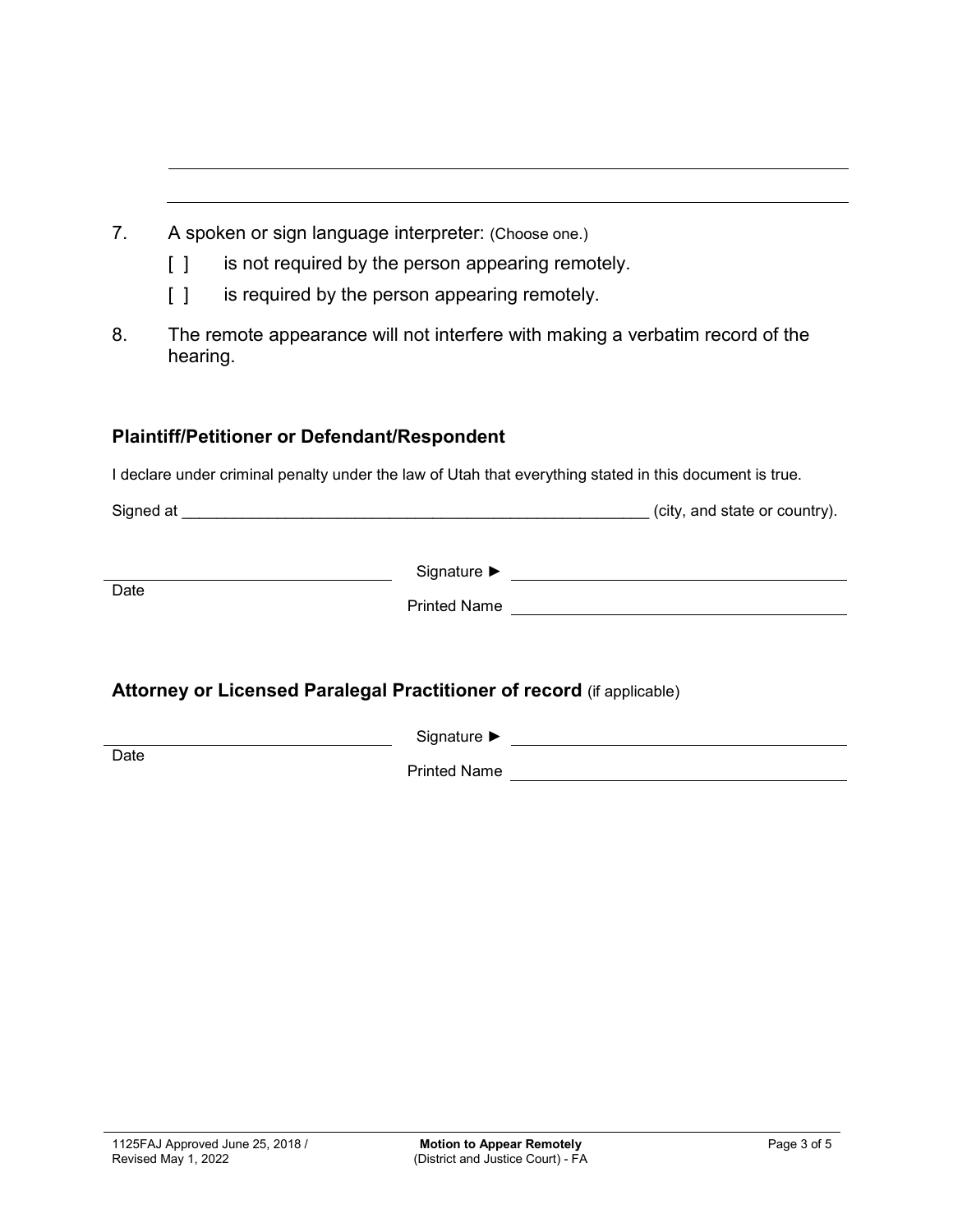\_\_\_\_\_\_\_\_\_\_\_\_\_\_\_\_\_\_\_\_\_\_\_\_\_\_\_\_\_\_\_\_\_\_\_\_\_\_\_\_\_\_\_\_\_\_\_\_\_\_\_\_\_\_\_\_\_\_\_\_\_\_\_\_\_\_\_\_\_\_

\_\_\_\_\_\_\_\_\_\_\_\_\_\_\_\_\_\_\_\_\_\_\_\_\_\_\_\_\_\_\_\_\_\_\_\_\_\_\_\_\_\_\_\_\_\_\_\_\_\_\_\_\_\_\_\_\_\_\_\_\_\_\_\_\_\_\_\_\_\_

7. A spoken or sign language interpreter: (Choose one.)
   - [ ] is not required by the person appearing remotely.
   - [ ] is required by the person appearing remotely.
8. The remote appearance will not interfere with making a verbatim record of the hearing.

### Plaintiff/Petitioner or Defendant/Respondent

I declare under criminal penalty under the law of Utah that everything stated in this document is true.

Signed at \_\_\_\_\_\_\_\_\_\_\_\_\_\_\_\_\_\_\_\_\_\_\_\_\_\_\_\_\_\_\_\_\_\_\_\_\_\_\_\_\_\_\_\_\_\_\_\_\_\_\_\_\_\_\_\_ (city, and state or country).

\_\_\_\_\_\_\_\_\_\_\_\_\_\_\_\_\_\_\_\_\_\_\_\_\_\_\_\_\_\_ Signature ► \_\_\_\_\_\_\_\_\_\_\_\_\_\_\_\_\_\_\_\_\_\_\_\_\_\_\_\_\_\_\_\_\_\_\_\_
Date Printed Name \_\_\_\_\_\_\_\_\_\_\_\_\_\_\_\_\_\_\_\_\_\_\_\_\_\_\_\_\_\_\_\_\_\_\_\_

### Attorney or Licensed Paralegal Practitioner of record (if applicable)

\_\_\_\_\_\_\_\_\_\_\_\_\_\_\_\_\_\_\_\_\_\_\_\_\_\_\_\_\_\_ Signature ► \_\_\_\_\_\_\_\_\_\_\_\_\_\_\_\_\_\_\_\_\_\_\_\_\_\_\_\_\_\_\_\_\_\_\_\_
Date Printed Name \_\_\_\_\_\_\_\_\_\_\_\_\_\_\_\_\_\_\_\_\_\_\_\_\_\_\_\_\_\_\_\_\_\_\_\_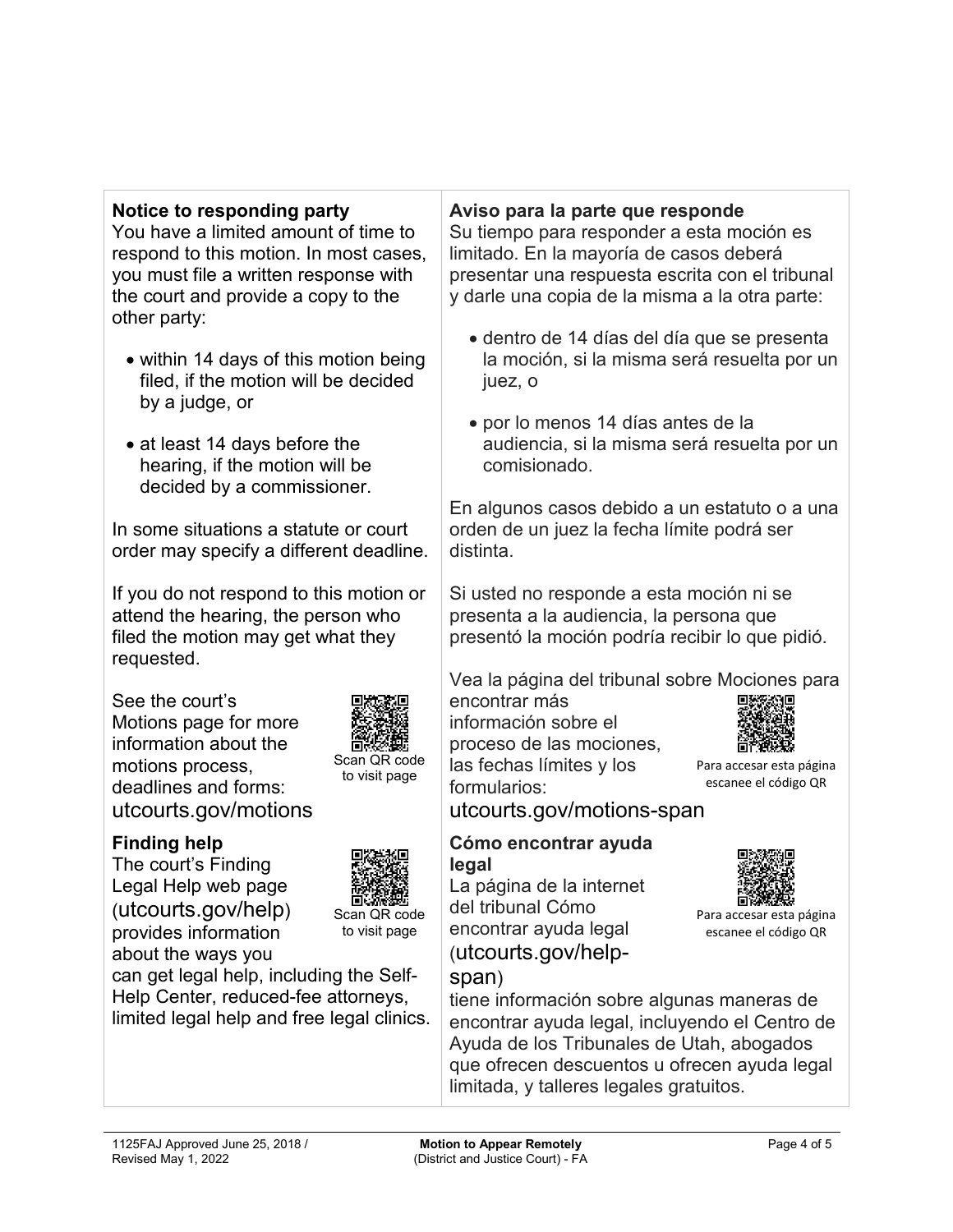**Notice to responding party**
You have a limited amount of time to respond to this motion. In most cases, you must file a written response with the court and provide a copy to the other party:

- within 14 days of this motion being filed, if the motion will be decided by a judge, or
- at least 14 days before the hearing, if the motion will be decided by a commissioner.

In some situations a statute or court order may specify a different deadline.

If you do not respond to this motion or attend the hearing, the person who filed the motion may get what they requested.

See the court's Motions page for more information about the motions process, deadlines and forms:
utcourts.gov/motions

Scan QR code to visit page

**Finding help**
The court's Finding Legal Help web page (utcourts.gov/help) provides information about the ways you can get legal help, including the Self-Help Center, reduced-fee attorneys, limited legal help and free legal clinics.

Scan QR code to visit page

**Aviso para la parte que responde**
Su tiempo para responder a esta moción es limitado. En la mayoría de casos deberá presentar una respuesta escrita con el tribunal y darle una copia de la misma a la otra parte:

- dentro de 14 días del día que se presenta la moción, si la misma será resuelta por un juez, o
- por lo menos 14 días antes de la audiencia, si la misma será resuelta por un comisionado.

En algunos casos debido a un estatuto o a una orden de un juez la fecha límite podrá ser distinta.

Si usted no responde a esta moción ni se presenta a la audiencia, la persona que presentó la moción podría recibir lo que pidió.

Vea la página del tribunal sobre Mociones para encontrar más información sobre el proceso de las mociones, las fechas límites y los formularios:
utcourts.gov/motions-span

Para accesar esta página escanee el código QR

**Cómo encontrar ayuda legal**
La página de la internet del tribunal Cómo encontrar ayuda legal (utcourts.gov/help-span) tiene información sobre algunas maneras de encontrar ayuda legal, incluyendo el Centro de Ayuda de los Tribunales de Utah, abogados que ofrecen descuentos u ofrecen ayuda legal limitada, y talleres legales gratuitos.

Para accesar esta página escanee el código QR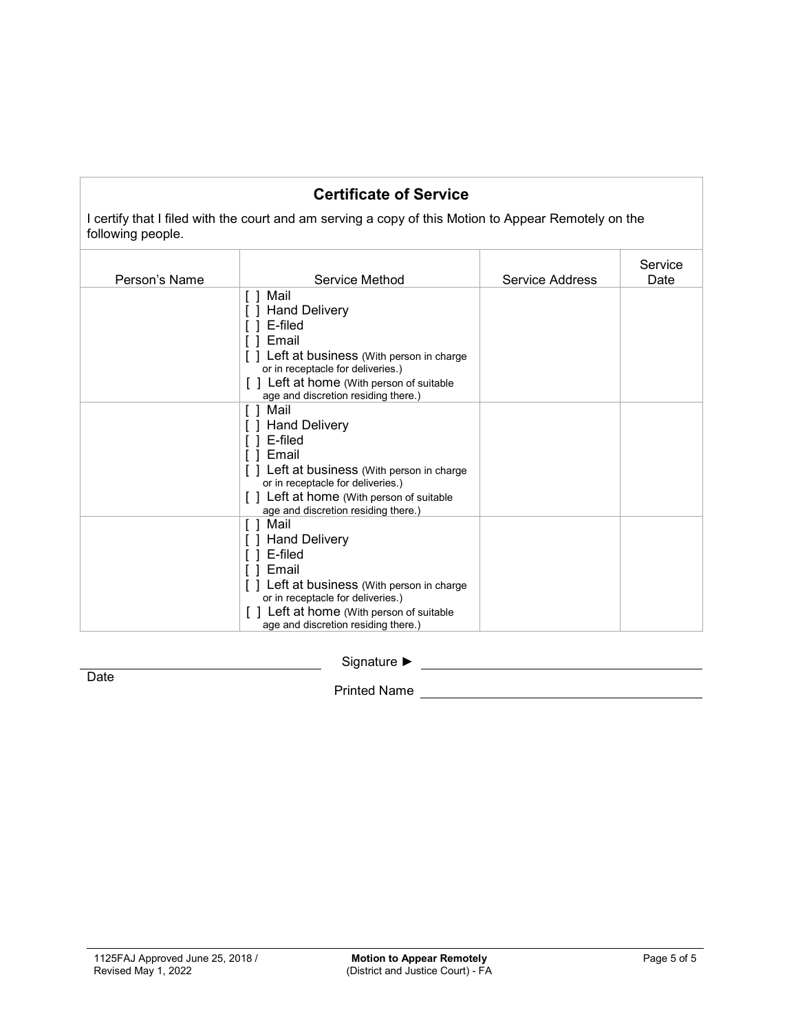## Certificate of Service

I certify that I filed with the court and am serving a copy of this Motion to Appear Remotely on the following people.

| Person's Name | Service Method | Service Address | Service Date |
|---|---|---|---|
| | [ ] Mail<br>[ ] Hand Delivery<br>[ ] E-filed<br>[ ] Email<br>[ ] Left at business (With person in charge or in receptacle for deliveries.)<br>[ ] Left at home (With person of suitable age and discretion residing there.) | | |
| | [ ] Mail<br>[ ] Hand Delivery<br>[ ] E-filed<br>[ ] Email<br>[ ] Left at business (With person in charge or in receptacle for deliveries.)<br>[ ] Left at home (With person of suitable age and discretion residing there.) | | |
| | [ ] Mail<br>[ ] Hand Delivery<br>[ ] E-filed<br>[ ] Email<br>[ ] Left at business (With person in charge or in receptacle for deliveries.)<br>[ ] Left at home (With person of suitable age and discretion residing there.) | | |

Date ______________________

Signature ► ______________________

Printed Name ______________________

1125FAJ Approved June 25, 2018 / Revised May 1, 2022

**Motion to Appear Remotely**
(District and Justice Court) - FA